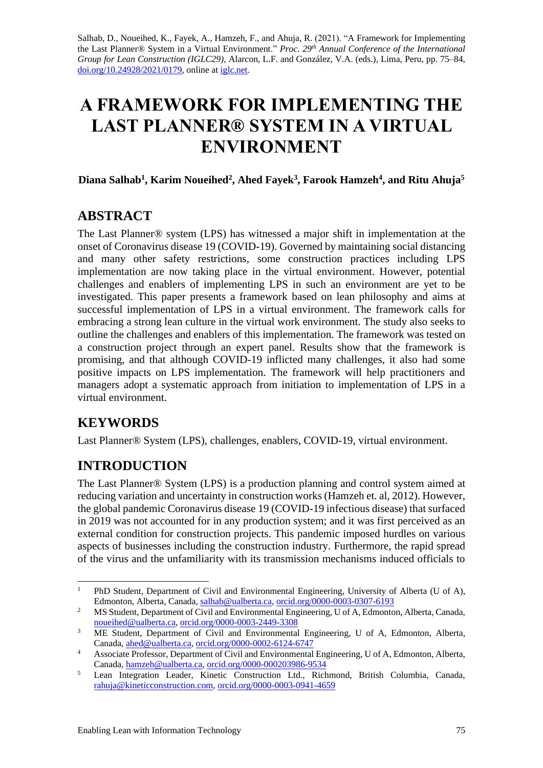Salhab, D., Noueihed, K., Fayek, A., Hamzeh, F., and Ahuja, R. (2021). "A Framework for Implementing the Last Planner® System in a Virtual Environment." *Proc. 29th Annual Conference of the International Group for Lean Construction (IGLC29),* Alarcon, L.F. and González, V.A. (eds.), Lima, Peru, pp. 75–84, doi.org/10.24928/2021/0179, online at iglc.net.

# A FRAMEWORK FOR IMPLEMENTING THE LAST PLANNER® SYSTEM IN A VIRTUAL ENVIRONMENT

**Diana Salhab[1], Karim Noueihed[2], Ahed Fayek[3], Farook Hamzeh[4], and Ritu Ahuja[5]**

## ABSTRACT

The Last Planner® system (LPS) has witnessed a major shift in implementation at the onset of Coronavirus disease 19 (COVID-19). Governed by maintaining social distancing and many other safety restrictions, some construction practices including LPS implementation are now taking place in the virtual environment. However, potential challenges and enablers of implementing LPS in such an environment are yet to be investigated. This paper presents a framework based on lean philosophy and aims at successful implementation of LPS in a virtual environment. The framework calls for embracing a strong lean culture in the virtual work environment. The study also seeks to outline the challenges and enablers of this implementation. The framework was tested on a construction project through an expert panel. Results show that the framework is promising, and that although COVID-19 inflicted many challenges, it also had some positive impacts on LPS implementation. The framework will help practitioners and managers adopt a systematic approach from initiation to implementation of LPS in a virtual environment.

## KEYWORDS

Last Planner® System (LPS), challenges, enablers, COVID-19, virtual environment.

## INTRODUCTION

The Last Planner® System (LPS) is a production planning and control system aimed at reducing variation and uncertainty in construction works (Hamzeh et. al, 2012). However, the global pandemic Coronavirus disease 19 (COVID-19 infectious disease) that surfaced in 2019 was not accounted for in any production system; and it was first perceived as an external condition for construction projects. This pandemic imposed hurdles on various aspects of businesses including the construction industry. Furthermore, the rapid spread of the virus and the unfamiliarity with its transmission mechanisms induced officials to

---

[1] PhD Student, Department of Civil and Environmental Engineering, University of Alberta (U of A), Edmonton, Alberta, Canada, salhab@ualberta.ca, orcid.org/0000-0003-0307-6193

[2] MS Student, Department of Civil and Environmental Engineering, U of A, Edmonton, Alberta, Canada, noueihed@ualberta.ca, orcid.org/0000-0003-2449-3308

[3] ME Student, Department of Civil and Environmental Engineering, U of A, Edmonton, Alberta, Canada, ahed@ualberta.ca, orcid.org/0000-0002-6124-6747

[4] Associate Professor, Department of Civil and Environmental Engineering, U of A, Edmonton, Alberta, Canada, hamzeh@ualberta.ca, orcid.org/0000-000203986-9534

[5] Lean Integration Leader, Kinetic Construction Ltd., Richmond, British Columbia, Canada, rahuja@kineticconstruction.com, orcid.org/0000-0003-0941-4659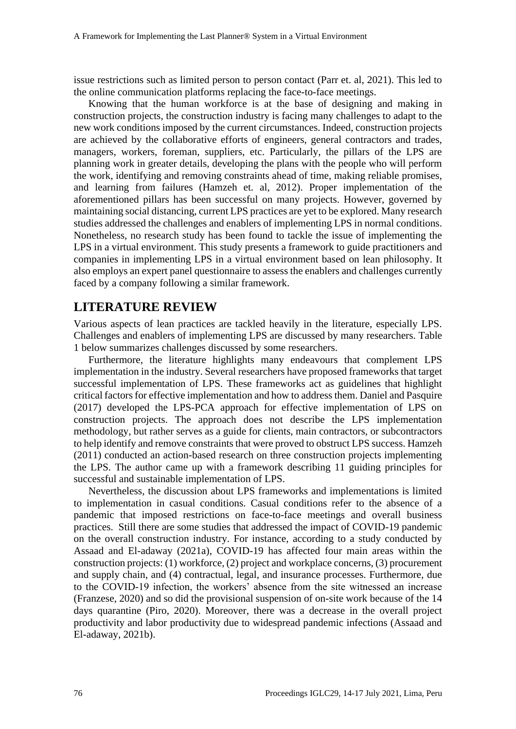issue restrictions such as limited person to person contact (Parr et. al, 2021). This led to the online communication platforms replacing the face-to-face meetings.

Knowing that the human workforce is at the base of designing and making in construction projects, the construction industry is facing many challenges to adapt to the new work conditions imposed by the current circumstances. Indeed, construction projects are achieved by the collaborative efforts of engineers, general contractors and trades, managers, workers, foreman, suppliers, etc. Particularly, the pillars of the LPS are planning work in greater details, developing the plans with the people who will perform the work, identifying and removing constraints ahead of time, making reliable promises, and learning from failures (Hamzeh et. al, 2012). Proper implementation of the aforementioned pillars has been successful on many projects. However, governed by maintaining social distancing, current LPS practices are yet to be explored. Many research studies addressed the challenges and enablers of implementing LPS in normal conditions. Nonetheless, no research study has been found to tackle the issue of implementing the LPS in a virtual environment. This study presents a framework to guide practitioners and companies in implementing LPS in a virtual environment based on lean philosophy. It also employs an expert panel questionnaire to assess the enablers and challenges currently faced by a company following a similar framework.

# LITERATURE REVIEW

Various aspects of lean practices are tackled heavily in the literature, especially LPS. Challenges and enablers of implementing LPS are discussed by many researchers. Table 1 below summarizes challenges discussed by some researchers.

Furthermore, the literature highlights many endeavours that complement LPS implementation in the industry. Several researchers have proposed frameworks that target successful implementation of LPS. These frameworks act as guidelines that highlight critical factors for effective implementation and how to address them. Daniel and Pasquire (2017) developed the LPS-PCA approach for effective implementation of LPS on construction projects. The approach does not describe the LPS implementation methodology, but rather serves as a guide for clients, main contractors, or subcontractors to help identify and remove constraints that were proved to obstruct LPS success. Hamzeh (2011) conducted an action-based research on three construction projects implementing the LPS. The author came up with a framework describing 11 guiding principles for successful and sustainable implementation of LPS.

Nevertheless, the discussion about LPS frameworks and implementations is limited to implementation in casual conditions. Casual conditions refer to the absence of a pandemic that imposed restrictions on face-to-face meetings and overall business practices. Still there are some studies that addressed the impact of COVID-19 pandemic on the overall construction industry. For instance, according to a study conducted by Assaad and El-adaway (2021a), COVID-19 has affected four main areas within the construction projects: (1) workforce, (2) project and workplace concerns, (3) procurement and supply chain, and (4) contractual, legal, and insurance processes. Furthermore, due to the COVID-19 infection, the workers' absence from the site witnessed an increase (Franzese, 2020) and so did the provisional suspension of on-site work because of the 14 days quarantine (Piro, 2020). Moreover, there was a decrease in the overall project productivity and labor productivity due to widespread pandemic infections (Assaad and El-adaway, 2021b).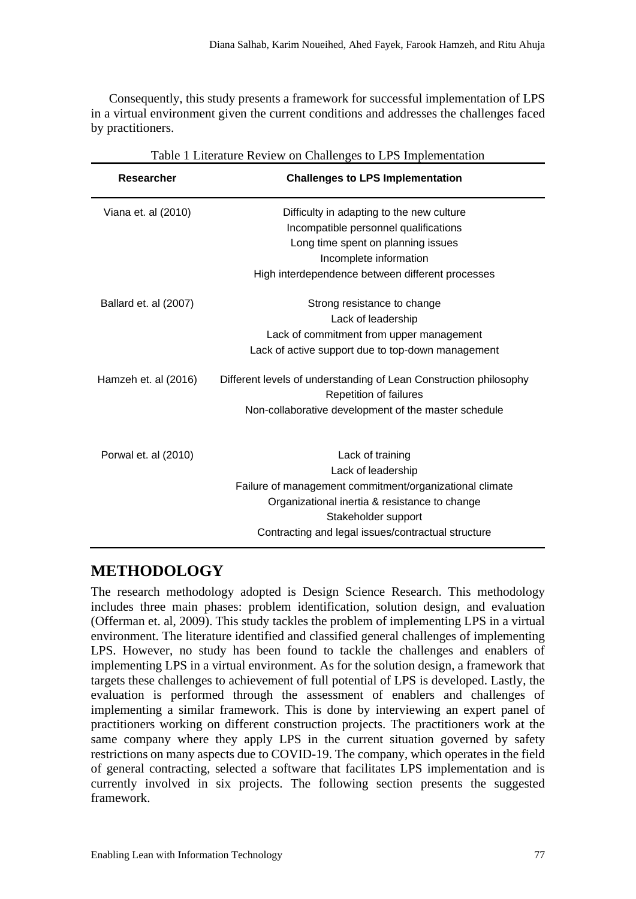Consequently, this study presents a framework for successful implementation of LPS in a virtual environment given the current conditions and addresses the challenges faced by practitioners.

Table 1 Literature Review on Challenges to LPS Implementation

| Researcher | Challenges to LPS Implementation |
|---|---|
| Viana et. al (2010) | Difficulty in adapting to the new culture<br>Incompatible personnel qualifications<br>Long time spent on planning issues<br>Incomplete information<br>High interdependence between different processes |
| Ballard et. al (2007) | Strong resistance to change<br>Lack of leadership<br>Lack of commitment from upper management<br>Lack of active support due to top-down management |
| Hamzeh et. al (2016) | Different levels of understanding of Lean Construction philosophy<br>Repetition of failures<br>Non-collaborative development of the master schedule |
| Porwal et. al (2010) | Lack of training<br>Lack of leadership<br>Failure of management commitment/organizational climate<br>Organizational inertia & resistance to change<br>Stakeholder support<br>Contracting and legal issues/contractual structure |

## METHODOLOGY

The research methodology adopted is Design Science Research. This methodology includes three main phases: problem identification, solution design, and evaluation (Offerman et. al, 2009). This study tackles the problem of implementing LPS in a virtual environment. The literature identified and classified general challenges of implementing LPS. However, no study has been found to tackle the challenges and enablers of implementing LPS in a virtual environment. As for the solution design, a framework that targets these challenges to achievement of full potential of LPS is developed. Lastly, the evaluation is performed through the assessment of enablers and challenges of implementing a similar framework. This is done by interviewing an expert panel of practitioners working on different construction projects. The practitioners work at the same company where they apply LPS in the current situation governed by safety restrictions on many aspects due to COVID-19. The company, which operates in the field of general contracting, selected a software that facilitates LPS implementation and is currently involved in six projects. The following section presents the suggested framework.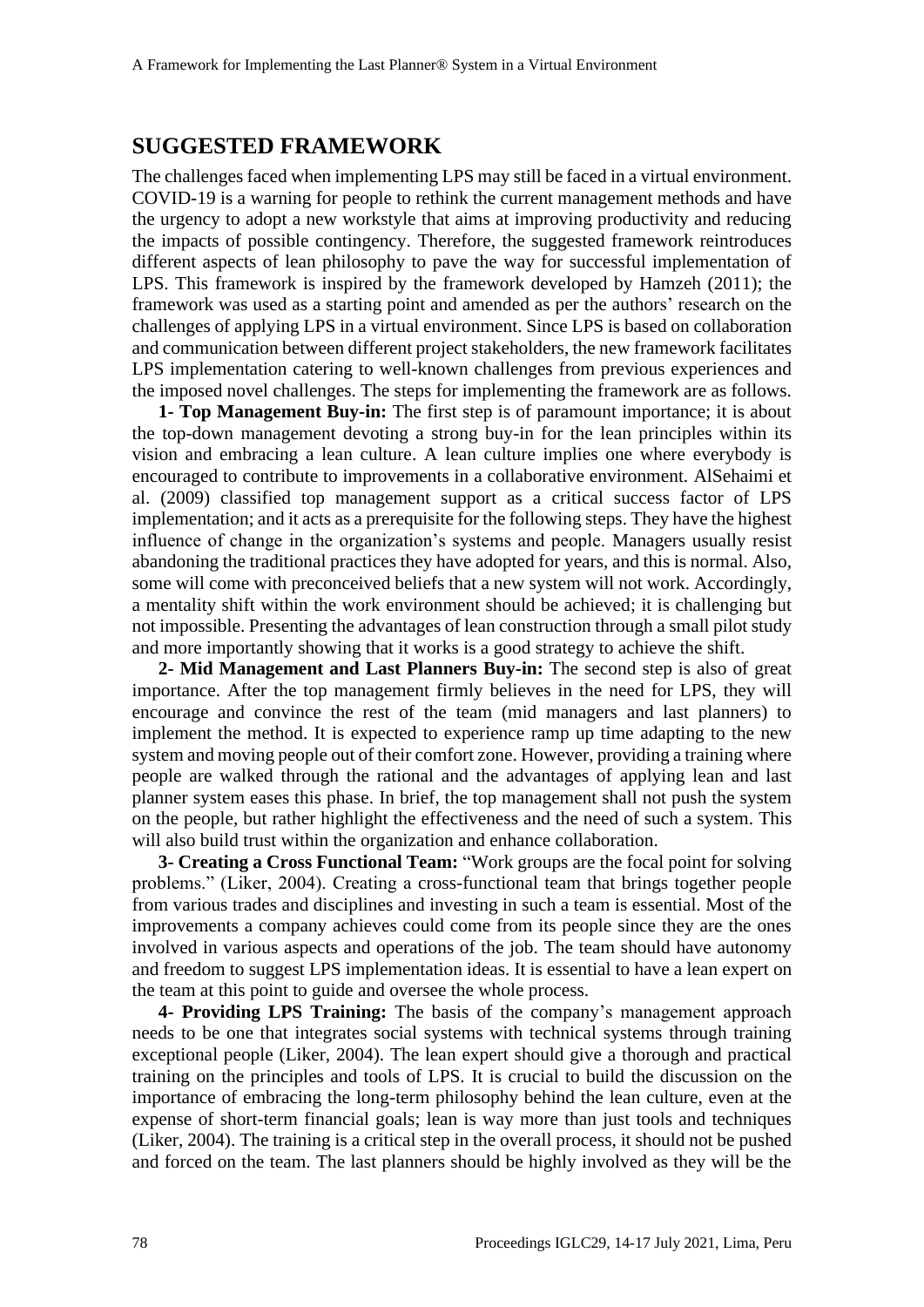## SUGGESTED FRAMEWORK

The challenges faced when implementing LPS may still be faced in a virtual environment. COVID-19 is a warning for people to rethink the current management methods and have the urgency to adopt a new workstyle that aims at improving productivity and reducing the impacts of possible contingency. Therefore, the suggested framework reintroduces different aspects of lean philosophy to pave the way for successful implementation of LPS. This framework is inspired by the framework developed by Hamzeh (2011); the framework was used as a starting point and amended as per the authors' research on the challenges of applying LPS in a virtual environment. Since LPS is based on collaboration and communication between different project stakeholders, the new framework facilitates LPS implementation catering to well-known challenges from previous experiences and the imposed novel challenges. The steps for implementing the framework are as follows.

**1- Top Management Buy-in:** The first step is of paramount importance; it is about the top-down management devoting a strong buy-in for the lean principles within its vision and embracing a lean culture. A lean culture implies one where everybody is encouraged to contribute to improvements in a collaborative environment. AlSehaimi et al. (2009) classified top management support as a critical success factor of LPS implementation; and it acts as a prerequisite for the following steps. They have the highest influence of change in the organization's systems and people. Managers usually resist abandoning the traditional practices they have adopted for years, and this is normal. Also, some will come with preconceived beliefs that a new system will not work. Accordingly, a mentality shift within the work environment should be achieved; it is challenging but not impossible. Presenting the advantages of lean construction through a small pilot study and more importantly showing that it works is a good strategy to achieve the shift.

**2- Mid Management and Last Planners Buy-in:** The second step is also of great importance. After the top management firmly believes in the need for LPS, they will encourage and convince the rest of the team (mid managers and last planners) to implement the method. It is expected to experience ramp up time adapting to the new system and moving people out of their comfort zone. However, providing a training where people are walked through the rational and the advantages of applying lean and last planner system eases this phase. In brief, the top management shall not push the system on the people, but rather highlight the effectiveness and the need of such a system. This will also build trust within the organization and enhance collaboration.

**3- Creating a Cross Functional Team:** "Work groups are the focal point for solving problems." (Liker, 2004). Creating a cross-functional team that brings together people from various trades and disciplines and investing in such a team is essential. Most of the improvements a company achieves could come from its people since they are the ones involved in various aspects and operations of the job. The team should have autonomy and freedom to suggest LPS implementation ideas. It is essential to have a lean expert on the team at this point to guide and oversee the whole process.

**4- Providing LPS Training:** The basis of the company's management approach needs to be one that integrates social systems with technical systems through training exceptional people (Liker, 2004). The lean expert should give a thorough and practical training on the principles and tools of LPS. It is crucial to build the discussion on the importance of embracing the long-term philosophy behind the lean culture, even at the expense of short-term financial goals; lean is way more than just tools and techniques (Liker, 2004). The training is a critical step in the overall process, it should not be pushed and forced on the team. The last planners should be highly involved as they will be the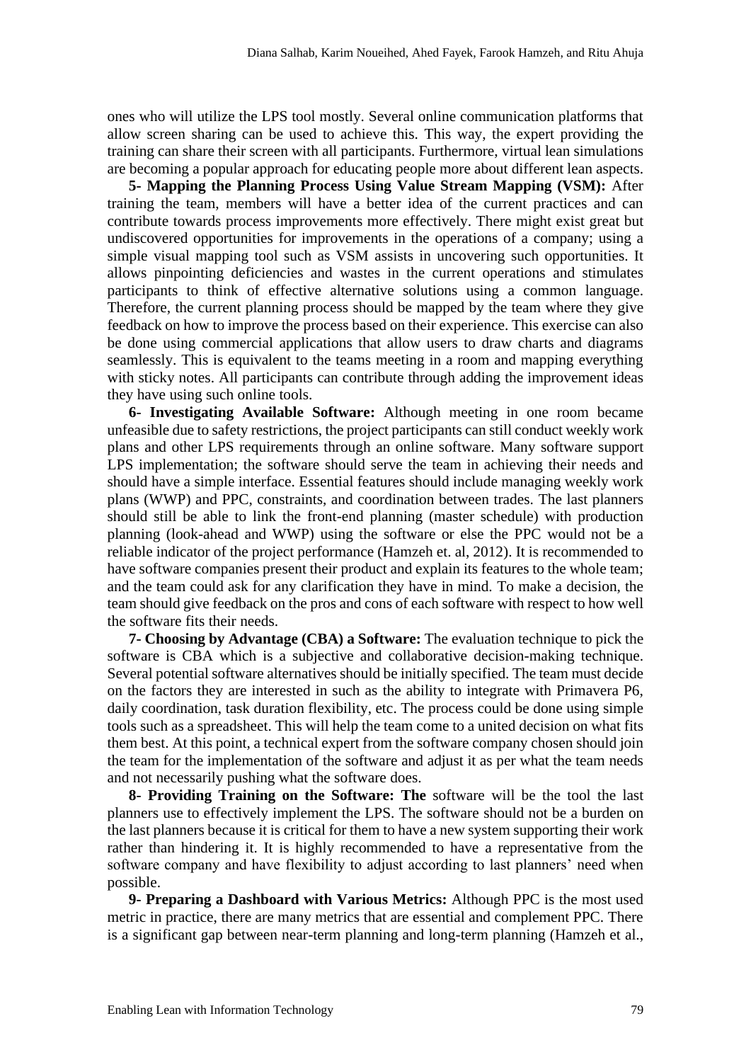ones who will utilize the LPS tool mostly. Several online communication platforms that allow screen sharing can be used to achieve this. This way, the expert providing the training can share their screen with all participants. Furthermore, virtual lean simulations are becoming a popular approach for educating people more about different lean aspects.

**5- Mapping the Planning Process Using Value Stream Mapping (VSM):** After training the team, members will have a better idea of the current practices and can contribute towards process improvements more effectively. There might exist great but undiscovered opportunities for improvements in the operations of a company; using a simple visual mapping tool such as VSM assists in uncovering such opportunities. It allows pinpointing deficiencies and wastes in the current operations and stimulates participants to think of effective alternative solutions using a common language. Therefore, the current planning process should be mapped by the team where they give feedback on how to improve the process based on their experience. This exercise can also be done using commercial applications that allow users to draw charts and diagrams seamlessly. This is equivalent to the teams meeting in a room and mapping everything with sticky notes. All participants can contribute through adding the improvement ideas they have using such online tools.

**6- Investigating Available Software:** Although meeting in one room became unfeasible due to safety restrictions, the project participants can still conduct weekly work plans and other LPS requirements through an online software. Many software support LPS implementation; the software should serve the team in achieving their needs and should have a simple interface. Essential features should include managing weekly work plans (WWP) and PPC, constraints, and coordination between trades. The last planners should still be able to link the front-end planning (master schedule) with production planning (look-ahead and WWP) using the software or else the PPC would not be a reliable indicator of the project performance (Hamzeh et. al, 2012). It is recommended to have software companies present their product and explain its features to the whole team; and the team could ask for any clarification they have in mind. To make a decision, the team should give feedback on the pros and cons of each software with respect to how well the software fits their needs.

**7- Choosing by Advantage (CBA) a Software:** The evaluation technique to pick the software is CBA which is a subjective and collaborative decision-making technique. Several potential software alternatives should be initially specified. The team must decide on the factors they are interested in such as the ability to integrate with Primavera P6, daily coordination, task duration flexibility, etc. The process could be done using simple tools such as a spreadsheet. This will help the team come to a united decision on what fits them best. At this point, a technical expert from the software company chosen should join the team for the implementation of the software and adjust it as per what the team needs and not necessarily pushing what the software does.

**8- Providing Training on the Software: The** software will be the tool the last planners use to effectively implement the LPS. The software should not be a burden on the last planners because it is critical for them to have a new system supporting their work rather than hindering it. It is highly recommended to have a representative from the software company and have flexibility to adjust according to last planners' need when possible.

**9- Preparing a Dashboard with Various Metrics:** Although PPC is the most used metric in practice, there are many metrics that are essential and complement PPC. There is a significant gap between near-term planning and long-term planning (Hamzeh et al.,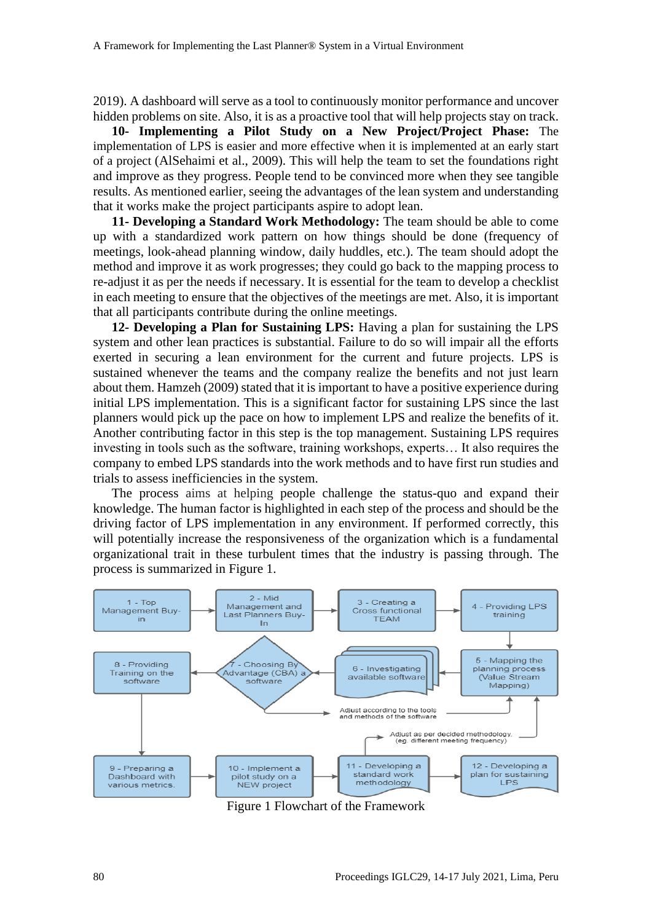2019). A dashboard will serve as a tool to continuously monitor performance and uncover hidden problems on site. Also, it is as a proactive tool that will help projects stay on track.

**10- Implementing a Pilot Study on a New Project/Project Phase:** The implementation of LPS is easier and more effective when it is implemented at an early start of a project (AlSehaimi et al., 2009). This will help the team to set the foundations right and improve as they progress. People tend to be convinced more when they see tangible results. As mentioned earlier, seeing the advantages of the lean system and understanding that it works make the project participants aspire to adopt lean.

**11- Developing a Standard Work Methodology:** The team should be able to come up with a standardized work pattern on how things should be done (frequency of meetings, look-ahead planning window, daily huddles, etc.). The team should adopt the method and improve it as work progresses; they could go back to the mapping process to re-adjust it as per the needs if necessary. It is essential for the team to develop a checklist in each meeting to ensure that the objectives of the meetings are met. Also, it is important that all participants contribute during the online meetings.

**12- Developing a Plan for Sustaining LPS:** Having a plan for sustaining the LPS system and other lean practices is substantial. Failure to do so will impair all the efforts exerted in securing a lean environment for the current and future projects. LPS is sustained whenever the teams and the company realize the benefits and not just learn about them. Hamzeh (2009) stated that it is important to have a positive experience during initial LPS implementation. This is a significant factor for sustaining LPS since the last planners would pick up the pace on how to implement LPS and realize the benefits of it. Another contributing factor in this step is the top management. Sustaining LPS requires investing in tools such as the software, training workshops, experts… It also requires the company to embed LPS standards into the work methods and to have first run studies and trials to assess inefficiencies in the system.

The process aims at helping people challenge the status-quo and expand their knowledge. The human factor is highlighted in each step of the process and should be the driving factor of LPS implementation in any environment. If performed correctly, this will potentially increase the responsiveness of the organization which is a fundamental organizational trait in these turbulent times that the industry is passing through. The process is summarized in Figure 1.

1 - Top Management Buy-in → 2 - Mid Management and Last Planners Buy-In → 3 - Creating a Cross functional TEAM → 4 - Providing LPS training → 5 - Mapping the planning process (Value Stream Mapping) → 6 - Investigating available software → 7 - Choosing By Advantage (CBA) a software → 8 - Providing Training on the software → 9 - Preparing a Dashboard with various metrics. → 10 - Implement a pilot study on a NEW project → 11 - Developing a standard work methodology → 12 - Developing a plan for sustaining LPS

Adjust according to the tools and methods of the software

Adjust as per decided methodology. (eg. different meeting frequency)

Figure 1 Flowchart of the Framework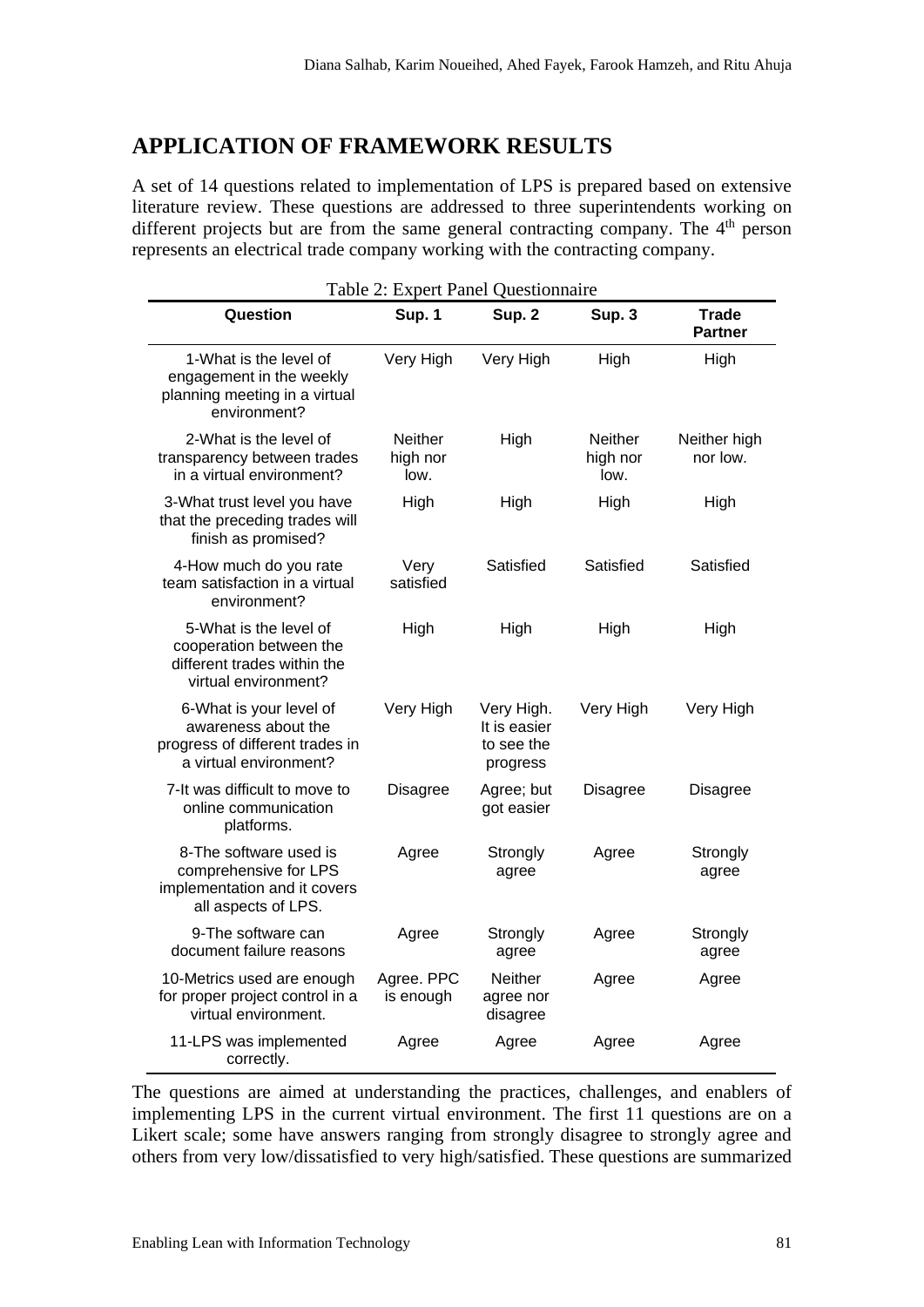## APPLICATION OF FRAMEWORK RESULTS

A set of 14 questions related to implementation of LPS is prepared based on extensive literature review. These questions are addressed to three superintendents working on different projects but are from the same general contracting company. The 4[th] person represents an electrical trade company working with the contracting company.

Table 2: Expert Panel Questionnaire

| Question | Sup. 1 | Sup. 2 | Sup. 3 | Trade Partner |
|---|---|---|---|---|
| 1-What is the level of engagement in the weekly planning meeting in a virtual environment? | Very High | Very High | High | High |
| 2-What is the level of transparency between trades in a virtual environment? | Neither high nor low. | High | Neither high nor low. | Neither high nor low. |
| 3-What trust level you have that the preceding trades will finish as promised? | High | High | High | High |
| 4-How much do you rate team satisfaction in a virtual environment? | Very satisfied | Satisfied | Satisfied | Satisfied |
| 5-What is the level of cooperation between the different trades within the virtual environment? | High | High | High | High |
| 6-What is your level of awareness about the progress of different trades in a virtual environment? | Very High | Very High. It is easier to see the progress | Very High | Very High |
| 7-It was difficult to move to online communication platforms. | Disagree | Agree; but got easier | Disagree | Disagree |
| 8-The software used is comprehensive for LPS implementation and it covers all aspects of LPS. | Agree | Strongly agree | Agree | Strongly agree |
| 9-The software can document failure reasons | Agree | Strongly agree | Agree | Strongly agree |
| 10-Metrics used are enough for proper project control in a virtual environment. | Agree. PPC is enough | Neither agree nor disagree | Agree | Agree |
| 11-LPS was implemented correctly. | Agree | Agree | Agree | Agree |

The questions are aimed at understanding the practices, challenges, and enablers of implementing LPS in the current virtual environment. The first 11 questions are on a Likert scale; some have answers ranging from strongly disagree to strongly agree and others from very low/dissatisfied to very high/satisfied. These questions are summarized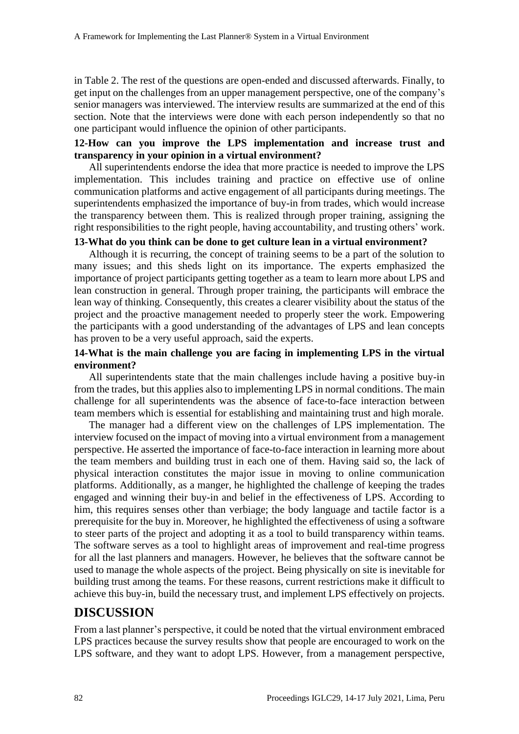in Table 2. The rest of the questions are open-ended and discussed afterwards. Finally, to get input on the challenges from an upper management perspective, one of the company's senior managers was interviewed. The interview results are summarized at the end of this section. Note that the interviews were done with each person independently so that no one participant would influence the opinion of other participants.

**12-How can you improve the LPS implementation and increase trust and transparency in your opinion in a virtual environment?**

All superintendents endorse the idea that more practice is needed to improve the LPS implementation. This includes training and practice on effective use of online communication platforms and active engagement of all participants during meetings. The superintendents emphasized the importance of buy-in from trades, which would increase the transparency between them. This is realized through proper training, assigning the right responsibilities to the right people, having accountability, and trusting others' work.

**13-What do you think can be done to get culture lean in a virtual environment?**

Although it is recurring, the concept of training seems to be a part of the solution to many issues; and this sheds light on its importance. The experts emphasized the importance of project participants getting together as a team to learn more about LPS and lean construction in general. Through proper training, the participants will embrace the lean way of thinking. Consequently, this creates a clearer visibility about the status of the project and the proactive management needed to properly steer the work. Empowering the participants with a good understanding of the advantages of LPS and lean concepts has proven to be a very useful approach, said the experts.

**14-What is the main challenge you are facing in implementing LPS in the virtual environment?**

All superintendents state that the main challenges include having a positive buy-in from the trades, but this applies also to implementing LPS in normal conditions. The main challenge for all superintendents was the absence of face-to-face interaction between team members which is essential for establishing and maintaining trust and high morale.

The manager had a different view on the challenges of LPS implementation. The interview focused on the impact of moving into a virtual environment from a management perspective. He asserted the importance of face-to-face interaction in learning more about the team members and building trust in each one of them. Having said so, the lack of physical interaction constitutes the major issue in moving to online communication platforms. Additionally, as a manger, he highlighted the challenge of keeping the trades engaged and winning their buy-in and belief in the effectiveness of LPS. According to him, this requires senses other than verbiage; the body language and tactile factor is a prerequisite for the buy in. Moreover, he highlighted the effectiveness of using a software to steer parts of the project and adopting it as a tool to build transparency within teams. The software serves as a tool to highlight areas of improvement and real-time progress for all the last planners and managers. However, he believes that the software cannot be used to manage the whole aspects of the project. Being physically on site is inevitable for building trust among the teams. For these reasons, current restrictions make it difficult to achieve this buy-in, build the necessary trust, and implement LPS effectively on projects.

## DISCUSSION

From a last planner's perspective, it could be noted that the virtual environment embraced LPS practices because the survey results show that people are encouraged to work on the LPS software, and they want to adopt LPS. However, from a management perspective,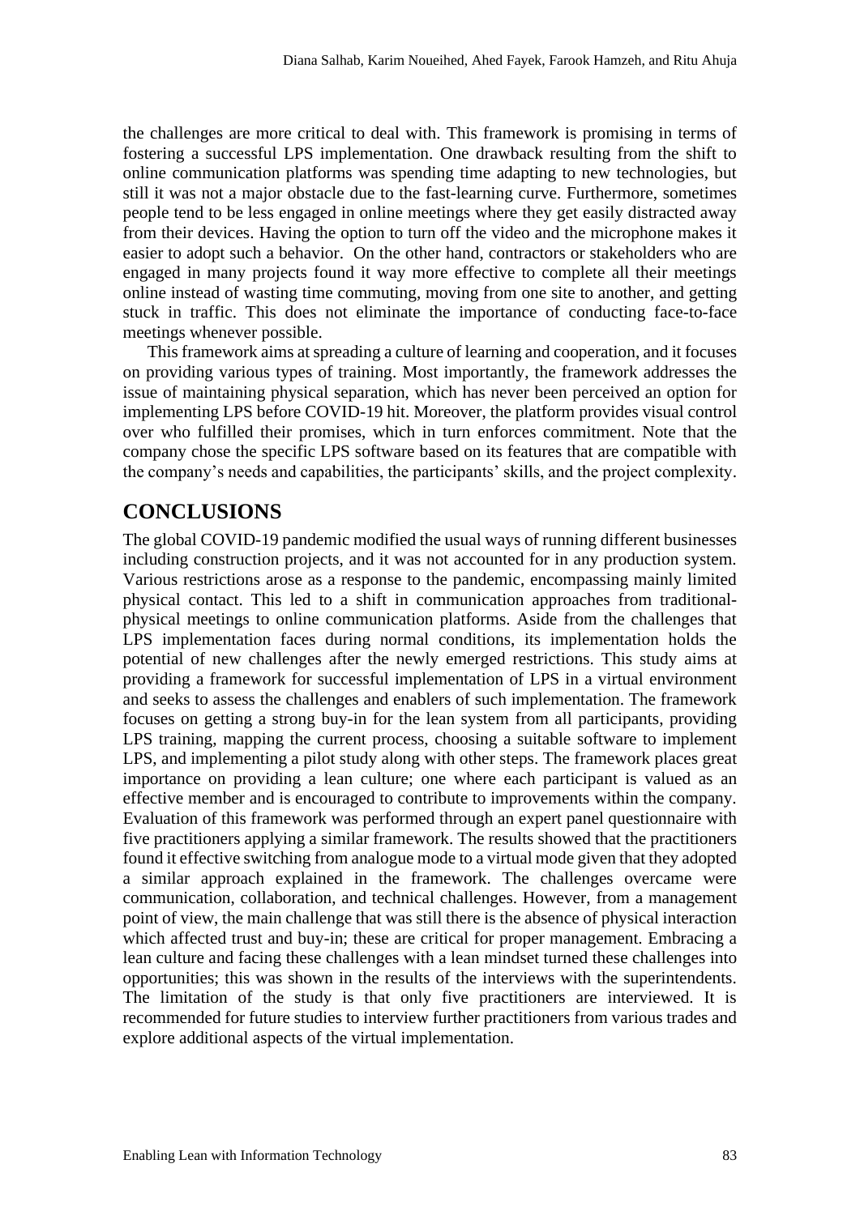the challenges are more critical to deal with. This framework is promising in terms of fostering a successful LPS implementation. One drawback resulting from the shift to online communication platforms was spending time adapting to new technologies, but still it was not a major obstacle due to the fast-learning curve. Furthermore, sometimes people tend to be less engaged in online meetings where they get easily distracted away from their devices. Having the option to turn off the video and the microphone makes it easier to adopt such a behavior. On the other hand, contractors or stakeholders who are engaged in many projects found it way more effective to complete all their meetings online instead of wasting time commuting, moving from one site to another, and getting stuck in traffic. This does not eliminate the importance of conducting face-to-face meetings whenever possible.

This framework aims at spreading a culture of learning and cooperation, and it focuses on providing various types of training. Most importantly, the framework addresses the issue of maintaining physical separation, which has never been perceived an option for implementing LPS before COVID-19 hit. Moreover, the platform provides visual control over who fulfilled their promises, which in turn enforces commitment. Note that the company chose the specific LPS software based on its features that are compatible with the company's needs and capabilities, the participants' skills, and the project complexity.

# CONCLUSIONS

The global COVID-19 pandemic modified the usual ways of running different businesses including construction projects, and it was not accounted for in any production system. Various restrictions arose as a response to the pandemic, encompassing mainly limited physical contact. This led to a shift in communication approaches from traditional-physical meetings to online communication platforms. Aside from the challenges that LPS implementation faces during normal conditions, its implementation holds the potential of new challenges after the newly emerged restrictions. This study aims at providing a framework for successful implementation of LPS in a virtual environment and seeks to assess the challenges and enablers of such implementation. The framework focuses on getting a strong buy-in for the lean system from all participants, providing LPS training, mapping the current process, choosing a suitable software to implement LPS, and implementing a pilot study along with other steps. The framework places great importance on providing a lean culture; one where each participant is valued as an effective member and is encouraged to contribute to improvements within the company. Evaluation of this framework was performed through an expert panel questionnaire with five practitioners applying a similar framework. The results showed that the practitioners found it effective switching from analogue mode to a virtual mode given that they adopted a similar approach explained in the framework. The challenges overcame were communication, collaboration, and technical challenges. However, from a management point of view, the main challenge that was still there is the absence of physical interaction which affected trust and buy-in; these are critical for proper management. Embracing a lean culture and facing these challenges with a lean mindset turned these challenges into opportunities; this was shown in the results of the interviews with the superintendents. The limitation of the study is that only five practitioners are interviewed. It is recommended for future studies to interview further practitioners from various trades and explore additional aspects of the virtual implementation.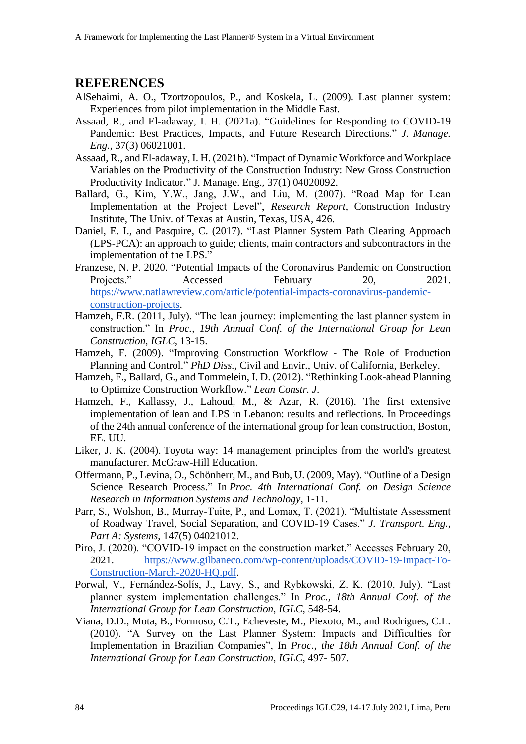## REFERENCES

AlSehaimi, A. O., Tzortzopoulos, P., and Koskela, L. (2009). Last planner system: Experiences from pilot implementation in the Middle East.

Assaad, R., and El-adaway, I. H. (2021a). "Guidelines for Responding to COVID-19 Pandemic: Best Practices, Impacts, and Future Research Directions." *J. Manage. Eng.*, 37(3) 06021001.

Assaad, R., and El-adaway, I. H. (2021b). "Impact of Dynamic Workforce and Workplace Variables on the Productivity of the Construction Industry: New Gross Construction Productivity Indicator." J. Manage. Eng., 37(1) 04020092.

Ballard, G., Kim, Y.W., Jang, J.W., and Liu, M. (2007). "Road Map for Lean Implementation at the Project Level", *Research Report*, Construction Industry Institute, The Univ. of Texas at Austin, Texas, USA, 426.

Daniel, E. I., and Pasquire, C. (2017). "Last Planner System Path Clearing Approach (LPS-PCA): an approach to guide; clients, main contractors and subcontractors in the implementation of the LPS."

Franzese, N. P. 2020. "Potential Impacts of the Coronavirus Pandemic on Construction Projects." Accessed February 20, 2021. [https://www.natlawreview.com/article/potential-impacts-coronavirus-pandemic-construction-projects](https://www.natlawreview.com/article/potential-impacts-coronavirus-pandemic-construction-projects).

Hamzeh, F.R. (2011, July). "The lean journey: implementing the last planner system in construction." In *Proc., 19th Annual Conf. of the International Group for Lean Construction, IGLC*, 13-15.

Hamzeh, F. (2009). "Improving Construction Workflow - The Role of Production Planning and Control." *PhD Diss.*, Civil and Envir., Univ. of California, Berkeley.

Hamzeh, F., Ballard, G., and Tommelein, I. D. (2012). "Rethinking Look-ahead Planning to Optimize Construction Workflow." *Lean Constr. J*.

Hamzeh, F., Kallassy, J., Lahoud, M., & Azar, R. (2016). The first extensive implementation of lean and LPS in Lebanon: results and reflections. In Proceedings of the 24th annual conference of the international group for lean construction, Boston, EE. UU.

Liker, J. K. (2004). Toyota way: 14 management principles from the world's greatest manufacturer. McGraw-Hill Education.

Offermann, P., Levina, O., Schönherr, M., and Bub, U. (2009, May). "Outline of a Design Science Research Process." In *Proc. 4th International Conf. on Design Science Research in Information Systems and Technology*, 1-11.

Parr, S., Wolshon, B., Murray-Tuite, P., and Lomax, T. (2021). "Multistate Assessment of Roadway Travel, Social Separation, and COVID-19 Cases." *J. Transport. Eng., Part A: Systems*, 147(5) 04021012.

Piro, J. (2020). "COVID-19 impact on the construction market." Accesses February 20, 2021. [https://www.gilbaneco.com/wp-content/uploads/COVID-19-Impact-To-Construction-March-2020-HQ.pdf](https://www.gilbaneco.com/wp-content/uploads/COVID-19-Impact-To-Construction-March-2020-HQ.pdf).

Porwal, V., Fernández-Solís, J., Lavy, S., and Rybkowski, Z. K. (2010, July). "Last planner system implementation challenges." In *Proc., 18th Annual Conf. of the International Group for Lean Construction, IGLC*, 548-54.

Viana, D.D., Mota, B., Formoso, C.T., Echeveste, M., Piexoto, M., and Rodrigues, C.L. (2010). "A Survey on the Last Planner System: Impacts and Difficulties for Implementation in Brazilian Companies", In *Proc., the 18th Annual Conf. of the International Group for Lean Construction, IGLC*, 497- 507.